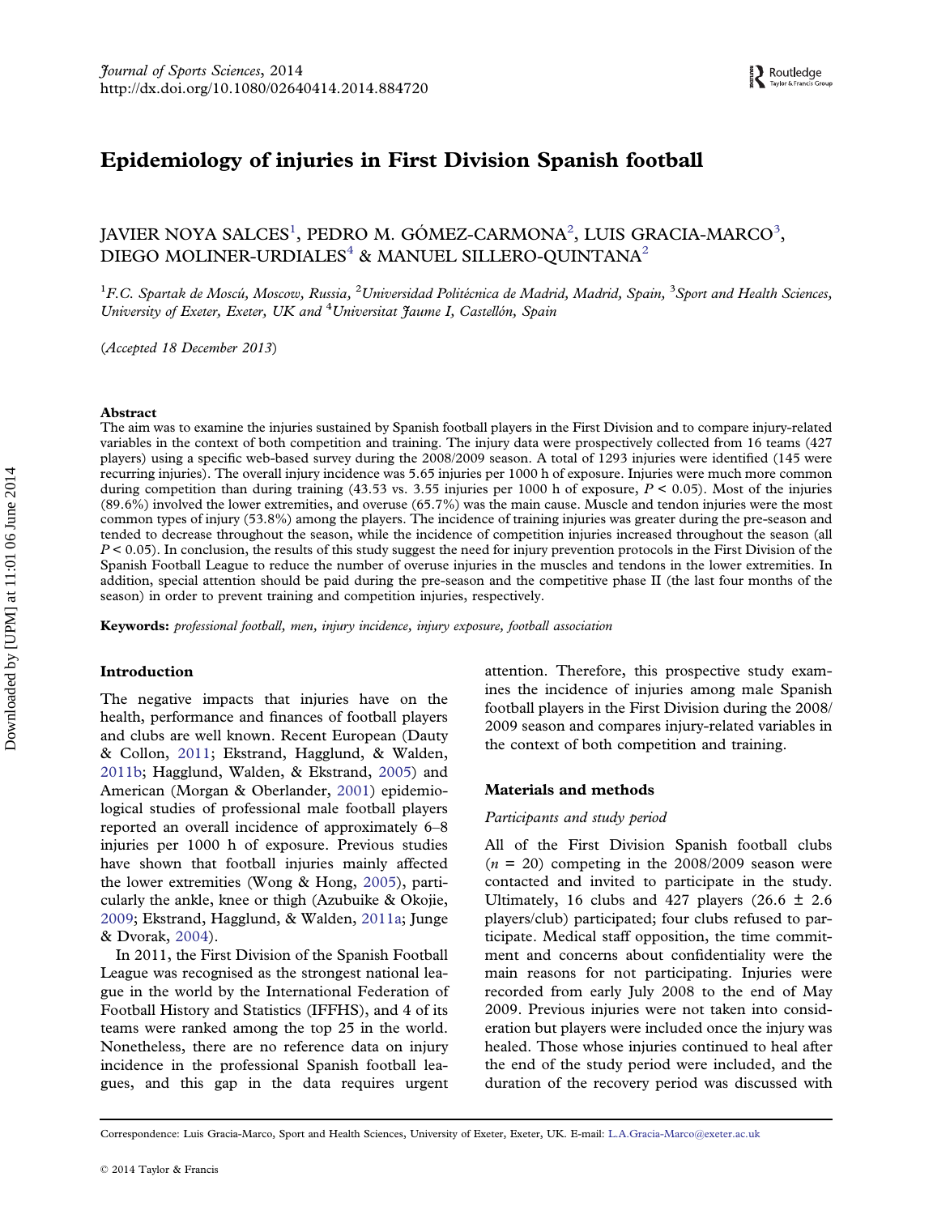# Epidemiology of injuries in First Division Spanish football

JAVIER NOYA SALCES[1], PEDRO M. GÓMEZ-CARMONA[2], LUIS GRACIA-MARCO[3], DIEGO MOLINER-URDIALES[4] & MANUEL SILLERO-QUINTANA[2]

[1]F.C. Spartak de Moscú, Moscow, Russia, [2]Universidad Politécnica de Madrid, Madrid, Spain, [3]Sport and Health Sciences, University of Exeter, Exeter, UK and [4]Universitat Jaume I, Castellón, Spain

*(Accepted 18 December 2013)*

## Abstract

The aim was to examine the injuries sustained by Spanish football players in the First Division and to compare injury-related variables in the context of both competition and training. The injury data were prospectively collected from 16 teams (427 players) using a specific web-based survey during the 2008/2009 season. A total of 1293 injuries were identified (145 were recurring injuries). The overall injury incidence was 5.65 injuries per 1000 h of exposure. Injuries were much more common during competition than during training (43.53 vs. 3.55 injuries per 1000 h of exposure, $P < 0.05$). Most of the injuries (89.6%) involved the lower extremities, and overuse (65.7%) was the main cause. Muscle and tendon injuries were the most common types of injury (53.8%) among the players. The incidence of training injuries was greater during the pre-season and tended to decrease throughout the season, while the incidence of competition injuries increased throughout the season (all $P < 0.05$). In conclusion, the results of this study suggest the need for injury prevention protocols in the First Division of the Spanish Football League to reduce the number of overuse injuries in the muscles and tendons in the lower extremities. In addition, special attention should be paid during the pre-season and the competitive phase II (the last four months of the season) in order to prevent training and competition injuries, respectively.

**Keywords:** *professional football, men, injury incidence, injury exposure, football association*

## Introduction

The negative impacts that injuries have on the health, performance and finances of football players and clubs are well known. Recent European (Dauty & Collon, 2011; Ekstrand, Hagglund, & Walden, 2011b; Hagglund, Walden, & Ekstrand, 2005) and American (Morgan & Oberlander, 2001) epidemiological studies of professional male football players reported an overall incidence of approximately 6–8 injuries per 1000 h of exposure. Previous studies have shown that football injuries mainly affected the lower extremities (Wong & Hong, 2005), particularly the ankle, knee or thigh (Azubuike & Okojie, 2009; Ekstrand, Hagglund, & Walden, 2011a; Junge & Dvorak, 2004).

In 2011, the First Division of the Spanish Football League was recognised as the strongest national league in the world by the International Federation of Football History and Statistics (IFFHS), and 4 of its teams were ranked among the top 25 in the world. Nonetheless, there are no reference data on injury incidence in the professional Spanish football leagues, and this gap in the data requires urgent attention. Therefore, this prospective study examines the incidence of injuries among male Spanish football players in the First Division during the 2008/2009 season and compares injury-related variables in the context of both competition and training.

## Materials and methods

### *Participants and study period*

All of the First Division Spanish football clubs ($n = 20$) competing in the 2008/2009 season were contacted and invited to participate in the study. Ultimately, 16 clubs and 427 players (26.6 ± 2.6 players/club) participated; four clubs refused to participate. Medical staff opposition, the time commitment and concerns about confidentiality were the main reasons for not participating. Injuries were recorded from early July 2008 to the end of May 2009. Previous injuries were not taken into consideration but players were included once the injury was healed. Those whose injuries continued to heal after the end of the study period were included, and the duration of the recovery period was discussed with

Correspondence: Luis Gracia-Marco, Sport and Health Sciences, University of Exeter, Exeter, UK. E-mail: L.A.Gracia-Marco@exeter.ac.uk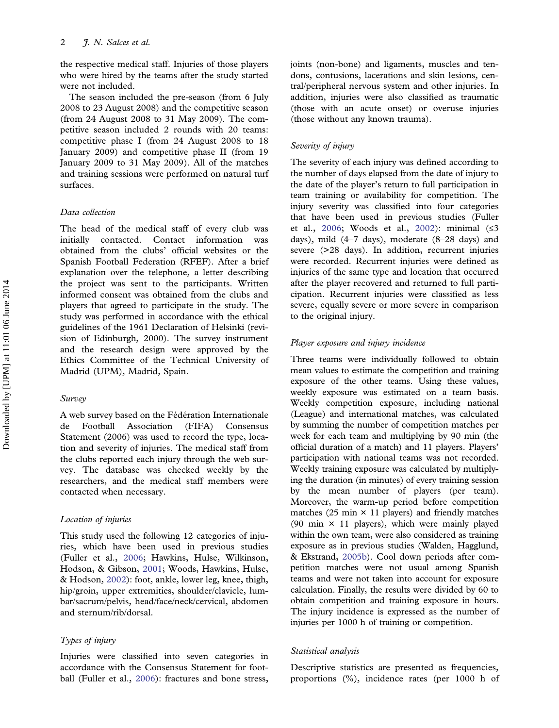the respective medical staff. Injuries of those players who were hired by the teams after the study started were not included.

The season included the pre-season (from 6 July 2008 to 23 August 2008) and the competitive season (from 24 August 2008 to 31 May 2009). The competitive season included 2 rounds with 20 teams: competitive phase I (from 24 August 2008 to 18 January 2009) and competitive phase II (from 19 January 2009 to 31 May 2009). All of the matches and training sessions were performed on natural turf surfaces.

### *Data collection*

The head of the medical staff of every club was initially contacted. Contact information was obtained from the clubs' official websites or the Spanish Football Federation (RFEF). After a brief explanation over the telephone, a letter describing the project was sent to the participants. Written informed consent was obtained from the clubs and players that agreed to participate in the study. The study was performed in accordance with the ethical guidelines of the 1961 Declaration of Helsinki (revision of Edinburgh, 2000). The survey instrument and the research design were approved by the Ethics Committee of the Technical University of Madrid (UPM), Madrid, Spain.

### *Survey*

A web survey based on the Fédération Internationale de Football Association (FIFA) Consensus Statement (2006) was used to record the type, location and severity of injuries. The medical staff from the clubs reported each injury through the web survey. The database was checked weekly by the researchers, and the medical staff members were contacted when necessary.

### *Location of injuries*

This study used the following 12 categories of injuries, which have been used in previous studies (Fuller et al., 2006; Hawkins, Hulse, Wilkinson, Hodson, & Gibson, 2001; Woods, Hawkins, Hulse, & Hodson, 2002): foot, ankle, lower leg, knee, thigh, hip/groin, upper extremities, shoulder/clavicle, lumbar/sacrum/pelvis, head/face/neck/cervical, abdomen and sternum/rib/dorsal.

### *Types of injury*

Injuries were classified into seven categories in accordance with the Consensus Statement for football (Fuller et al., 2006): fractures and bone stress, joints (non-bone) and ligaments, muscles and tendons, contusions, lacerations and skin lesions, central/peripheral nervous system and other injuries. In addition, injuries were also classified as traumatic (those with an acute onset) or overuse injuries (those without any known trauma).

### *Severity of injury*

The severity of each injury was defined according to the number of days elapsed from the date of injury to the date of the player's return to full participation in team training or availability for competition. The injury severity was classified into four categories that have been used in previous studies (Fuller et al., 2006; Woods et al., 2002): minimal (≤3 days), mild (4–7 days), moderate (8–28 days) and severe (>28 days). In addition, recurrent injuries were recorded. Recurrent injuries were defined as injuries of the same type and location that occurred after the player recovered and returned to full participation. Recurrent injuries were classified as less severe, equally severe or more severe in comparison to the original injury.

### *Player exposure and injury incidence*

Three teams were individually followed to obtain mean values to estimate the competition and training exposure of the other teams. Using these values, weekly exposure was estimated on a team basis. Weekly competition exposure, including national (League) and international matches, was calculated by summing the number of competition matches per week for each team and multiplying by 90 min (the official duration of a match) and 11 players. Players' participation with national teams was not recorded. Weekly training exposure was calculated by multiplying the duration (in minutes) of every training session by the mean number of players (per team). Moreover, the warm-up period before competition matches (25 min × 11 players) and friendly matches (90 min × 11 players), which were mainly played within the own team, were also considered as training exposure as in previous studies (Walden, Hagglund, & Ekstrand, 2005b). Cool down periods after competition matches were not usual among Spanish teams and were not taken into account for exposure calculation. Finally, the results were divided by 60 to obtain competition and training exposure in hours. The injury incidence is expressed as the number of injuries per 1000 h of training or competition.

### *Statistical analysis*

Descriptive statistics are presented as frequencies, proportions (%), incidence rates (per 1000 h of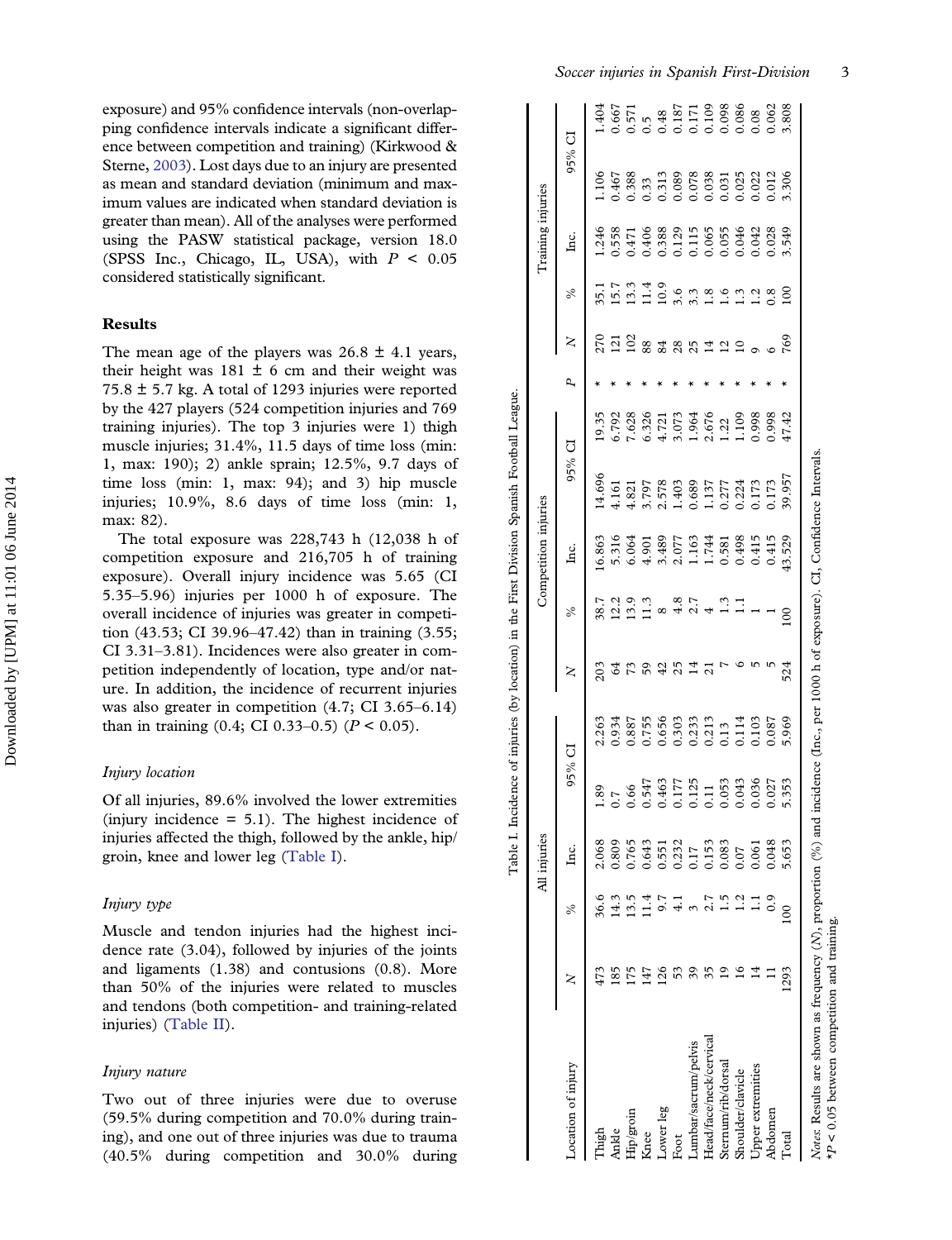exposure) and 95% confidence intervals (non-overlapping confidence intervals indicate a significant difference between competition and training) (Kirkwood & Sterne, 2003). Lost days due to an injury are presented as mean and standard deviation (minimum and maximum values are indicated when standard deviation is greater than mean). All of the analyses were performed using the PASW statistical package, version 18.0 (SPSS Inc., Chicago, IL, USA), with $P < 0.05$ considered statistically significant.

## Results

The mean age of the players was 26.8 ± 4.1 years, their height was 181 ± 6 cm and their weight was 75.8 ± 5.7 kg. A total of 1293 injuries were reported by the 427 players (524 competition injuries and 769 training injuries). The top 3 injuries were 1) thigh muscle injuries; 31.4%, 11.5 days of time loss (min: 1, max: 190); 2) ankle sprain; 12.5%, 9.7 days of time loss (min: 1, max: 94); and 3) hip muscle injuries; 10.9%, 8.6 days of time loss (min: 1, max: 82).

The total exposure was 228,743 h (12,038 h of competition exposure and 216,705 h of training exposure). Overall injury incidence was 5.65 (CI 5.35–5.96) injuries per 1000 h of exposure. The overall incidence of injuries was greater in competition (43.53; CI 39.96–47.42) than in training (3.55; CI 3.31–3.81). Incidences were also greater in competition independently of location, type and/or nature. In addition, the incidence of recurrent injuries was also greater in competition (4.7; CI 3.65–6.14) than in training (0.4; CI 0.33–0.5) ($P < 0.05$).

### Injury location

Of all injuries, 89.6% involved the lower extremities (injury incidence = 5.1). The highest incidence of injuries affected the thigh, followed by the ankle, hip/groin, knee and lower leg (Table I).

### Injury type

Muscle and tendon injuries had the highest incidence rate (3.04), followed by injuries of the joints and ligaments (1.38) and contusions (0.8). More than 50% of the injuries were related to muscles and tendons (both competition- and training-related injuries) (Table II).

### Injury nature

Two out of three injuries were due to overuse (59.5% during competition and 70.0% during training), and one out of three injuries was due to trauma (40.5% during competition and 30.0% during

Table I. Incidence of injuries (by location) in the First Division Spanish Football League.

| Location of injury | All injuries | | | | | Competition injuries | | | | | | Training injuries | | | | |
|---|---|---|---|---|---|---|---|---|---|---|---|---|---|---|---|---|
| | *N* | % | Inc. | 95% CI | | *N* | % | Inc. | 95% CI | | *P* | *N* | % | Inc. | 95% CI | |
| Thigh | 473 | 36.6 | 2.068 | 1.89 | 2.263 | 203 | 38.7 | 16.863 | 14.696 | 19.35 | * | 270 | 35.1 | 1.246 | 1.106 | 1.404 |
| Ankle | 185 | 14.3 | 0.809 | 0.7 | 0.934 | 64 | 12.2 | 5.316 | 4.161 | 6.792 | * | 121 | 15.7 | 0.558 | 0.467 | 0.667 |
| Hip/groin | 175 | 13.5 | 0.765 | 0.66 | 0.887 | 73 | 13.9 | 6.064 | 4.821 | 7.628 | * | 102 | 13.3 | 0.471 | 0.388 | 0.571 |
| Knee | 147 | 11.4 | 0.643 | 0.547 | 0.755 | 59 | 11.3 | 4.901 | 3.797 | 6.326 | * | 88 | 11.4 | 0.406 | 0.33 | 0.5 |
| Lower leg | 126 | 9.7 | 0.551 | 0.463 | 0.656 | 42 | 8 | 3.489 | 2.578 | 4.721 | * | 84 | 10.9 | 0.388 | 0.313 | 0.48 |
| Foot | 53 | 4.1 | 0.232 | 0.177 | 0.303 | 25 | 4.8 | 2.077 | 1.403 | 3.073 | * | 28 | 3.6 | 0.129 | 0.089 | 0.187 |
| Lumbar/sacrum/pelvis | 39 | 3 | 0.17 | 0.125 | 0.233 | 14 | 2.7 | 1.163 | 0.689 | 1.964 | * | 25 | 3.3 | 0.115 | 0.078 | 0.171 |
| Head/face/neck/cervical | 35 | 2.7 | 0.153 | 0.11 | 0.213 | 21 | 4 | 1.744 | 1.137 | 2.676 | * | 14 | 1.8 | 0.065 | 0.038 | 0.109 |
| Sternum/rib/dorsal | 19 | 1.5 | 0.083 | 0.053 | 0.13 | 7 | 1.3 | 0.581 | 0.277 | 1.22 | * | 12 | 1.6 | 0.055 | 0.031 | 0.098 |
| Shoulder/clavicle | 16 | 1.2 | 0.07 | 0.043 | 0.114 | 6 | 1.1 | 0.498 | 0.224 | 1.109 | * | 10 | 1.3 | 0.046 | 0.025 | 0.086 |
| Upper extremities | 14 | 1.1 | 0.061 | 0.036 | 0.103 | 5 | 1 | 0.415 | 0.173 | 0.998 | * | 9 | 1.2 | 0.042 | 0.022 | 0.08 |
| Abdomen | 11 | 0.9 | 0.048 | 0.027 | 0.087 | 5 | 1 | 0.415 | 0.173 | 0.998 | * | 6 | 0.8 | 0.028 | 0.012 | 0.062 |
| Total | 1293 | 100 | 5.653 | 5.353 | 5.969 | 524 | 100 | 43.529 | 39.957 | 47.42 | * | 769 | 100 | 3.549 | 3.306 | 3.808 |

*Notes*: Results are shown as frequency (*N*), proportion (%) and incidence (Inc., per 1000 h of exposure). CI, Confidence Intervals.
*$P < 0.05$ between competition and training.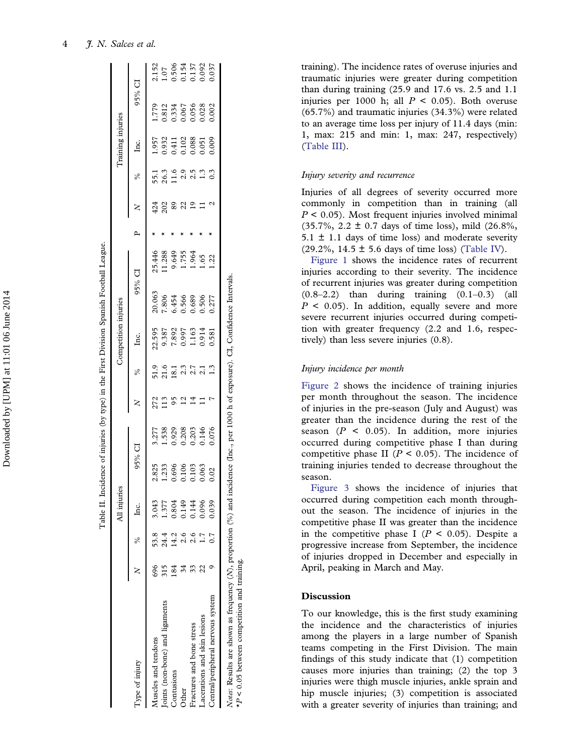Table II. Incidence of injuries (by type) in the First Division Spanish Football League.

| Type of injury | All injuries | | | | | Competition injuries | | | | | P | Training injuries | | | | |
|---|---|---|---|---|---|---|---|---|---|---|---|---|---|---|---|---|
| | N | % | Inc. | 95% CI | | N | % | Inc. | 95% CI | | | N | % | Inc. | 95% CI | |
| Muscles and tendons | 696 | 53.8 | 3.043 | 2.825 | 3.277 | 272 | 51.9 | 22.595 | 20.063 | 25.446 | * | 424 | 55.1 | 1.957 | 1.779 | 2.152 |
| Joints (non-bone) and ligaments | 315 | 24.4 | 1.377 | 1.233 | 1.538 | 113 | 21.6 | 9.387 | 7.806 | 11.288 | * | 202 | 26.3 | 0.932 | 0.812 | 1.07 |
| Contusions | 184 | 14.2 | 0.804 | 0.696 | 0.929 | 95 | 18.1 | 7.892 | 6.454 | 9.649 | * | 89 | 11.6 | 0.411 | 0.334 | 0.506 |
| Other | 34 | 2.6 | 0.149 | 0.106 | 0.208 | 12 | 2.3 | 0.997 | 0.566 | 1.755 | * | 22 | 2.9 | 0.102 | 0.067 | 0.154 |
| Fractures and bone stress | 33 | 2.6 | 0.144 | 0.103 | 0.203 | 14 | 2.7 | 1.163 | 0.689 | 1.964 | * | 19 | 2.5 | 0.088 | 0.056 | 0.137 |
| Lacerations and skin lesions | 22 | 1.7 | 0.096 | 0.063 | 0.146 | 11 | 2.1 | 0.914 | 0.506 | 1.65 | * | 11 | 1.3 | 0.051 | 0.028 | 0.092 |
| Central/peripheral nervous system | 9 | 0.7 | 0.039 | 0.02 | 0.076 | 7 | 1.3 | 0.581 | 0.277 | 1.22 | * | 2 | 0.3 | 0.009 | 0.002 | 0.037 |

*Notes*: Results are shown as frequency (*N*), proportion (%) and incidence (Inc., per 1000 h of exposure). CI, Confidence Intervals.
*$P < 0.05$ between competition and training.

training). The incidence rates of overuse injuries and traumatic injuries were greater during competition than during training (25.9 and 17.6 vs. 2.5 and 1.1 injuries per 1000 h; all $P < 0.05$). Both overuse (65.7%) and traumatic injuries (34.3%) were related to an average time loss per injury of 11.4 days (min: 1, max: 215 and min: 1, max: 247, respectively) (Table III).

### *Injury severity and recurrence*

Injuries of all degrees of severity occurred more commonly in competition than in training (all $P < 0.05$). Most frequent injuries involved minimal (35.7%, 2.2 ± 0.7 days of time loss), mild (26.8%, 5.1 ± 1.1 days of time loss) and moderate severity (29.2%, 14.5 ± 5.6 days of time loss) (Table IV).

Figure 1 shows the incidence rates of recurrent injuries according to their severity. The incidence of recurrent injuries was greater during competition (0.8–2.2) than during training (0.1–0.3) (all $P < 0.05$). In addition, equally severe and more severe recurrent injuries occurred during competition with greater frequency (2.2 and 1.6, respectively) than less severe injuries (0.8).

### *Injury incidence per month*

Figure 2 shows the incidence of training injuries per month throughout the season. The incidence of injuries in the pre-season (July and August) was greater than the incidence during the rest of the season ($P < 0.05$). In addition, more injuries occurred during competitive phase I than during competitive phase II ($P < 0.05$). The incidence of training injuries tended to decrease throughout the season.

Figure 3 shows the incidence of injuries that occurred during competition each month throughout the season. The incidence of injuries in the competitive phase II was greater than the incidence in the competitive phase I ($P < 0.05$). Despite a progressive increase from September, the incidence of injuries dropped in December and especially in April, peaking in March and May.

## Discussion

To our knowledge, this is the first study examining the incidence and the characteristics of injuries among the players in a large number of Spanish teams competing in the First Division. The main findings of this study indicate that (1) competition causes more injuries than training; (2) the top 3 injuries were thigh muscle injuries, ankle sprain and hip muscle injuries; (3) competition is associated with a greater severity of injuries than training; and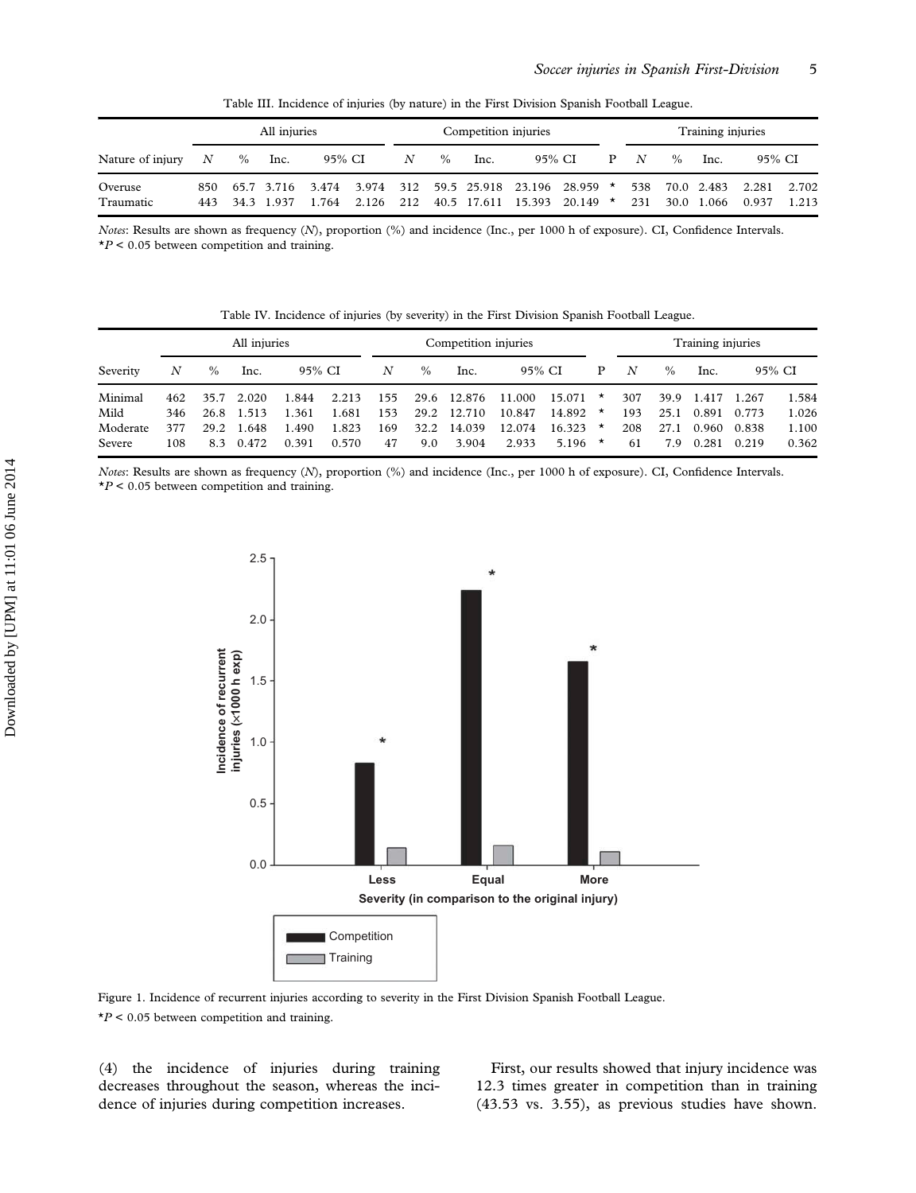Table III. Incidence of injuries (by nature) in the First Division Spanish Football League.

| | All injuries | | | | | Competition injuries | | | | | | Training injuries | | | | |
|---|---|---|---|---|---|---|---|---|---|---|---|---|---|---|---|---|
| Nature of injury | N | % | Inc. | 95% CI | | N | % | Inc. | 95% CI | | P | N | % | Inc. | 95% CI | |
| Overuse | 850 | 65.7 | 3.716 | 3.474 | 3.974 | 312 | 59.5 | 25.918 | 23.196 | 28.959 | * | 538 | 70.0 | 2.483 | 2.281 | 2.702 |
| Traumatic | 443 | 34.3 | 1.937 | 1.764 | 2.126 | 212 | 40.5 | 17.611 | 15.393 | 20.149 | * | 231 | 30.0 | 1.066 | 0.937 | 1.213 |

*Notes*: Results are shown as frequency (*N*), proportion (%) and incidence (Inc., per 1000 h of exposure). CI, Confidence Intervals.
*$P < 0.05$ between competition and training.

Table IV. Incidence of injuries (by severity) in the First Division Spanish Football League.

| | All injuries | | | | | Competition injuries | | | | | | Training injuries | | | | |
|---|---|---|---|---|---|---|---|---|---|---|---|---|---|---|---|---|
| Severity | N | % | Inc. | 95% CI | | N | % | Inc. | 95% CI | | P | N | % | Inc. | 95% CI | |
| Minimal | 462 | 35.7 | 2.020 | 1.844 | 2.213 | 155 | 29.6 | 12.876 | 11.000 | 15.071 | * | 307 | 39.9 | 1.417 | 1.267 | 1.584 |
| Mild | 346 | 26.8 | 1.513 | 1.361 | 1.681 | 153 | 29.2 | 12.710 | 10.847 | 14.892 | * | 193 | 25.1 | 0.891 | 0.773 | 1.026 |
| Moderate | 377 | 29.2 | 1.648 | 1.490 | 1.823 | 169 | 32.2 | 14.039 | 12.074 | 16.323 | * | 208 | 27.1 | 0.960 | 0.838 | 1.100 |
| Severe | 108 | 8.3 | 0.472 | 0.391 | 0.570 | 47 | 9.0 | 3.904 | 2.933 | 5.196 | * | 61 | 7.9 | 0.281 | 0.219 | 0.362 |

*Notes*: Results are shown as frequency (*N*), proportion (%) and incidence (Inc., per 1000 h of exposure). CI, Confidence Intervals.
*$P < 0.05$ between competition and training.

Figure 1. Incidence of recurrent injuries according to severity in the First Division Spanish Football League.
*$P < 0.05$ between competition and training.

(4) the incidence of injuries during training decreases throughout the season, whereas the incidence of injuries during competition increases.

First, our results showed that injury incidence was 12.3 times greater in competition than in training (43.53 vs. 3.55), as previous studies have shown.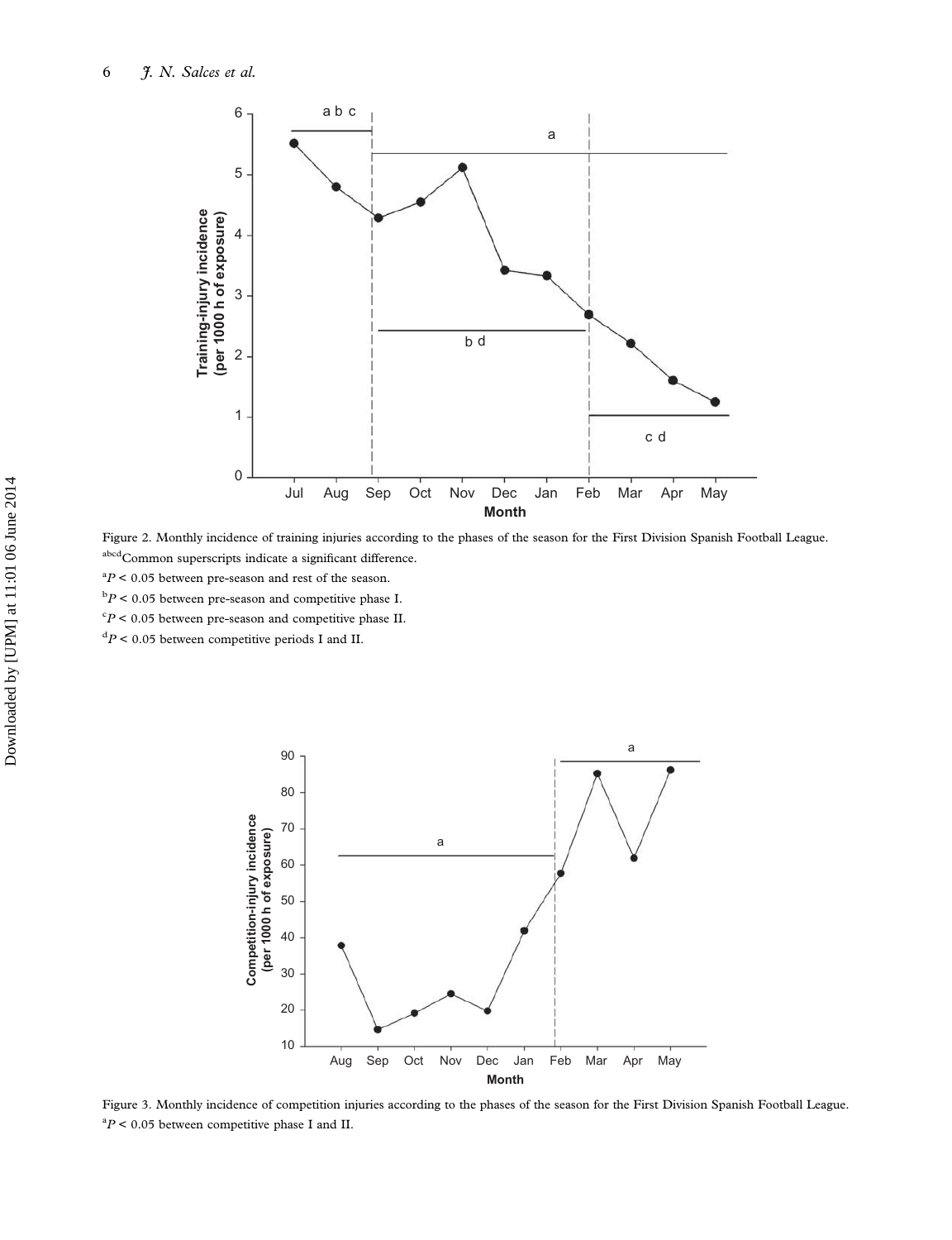Figure 2. Monthly incidence of training injuries according to the phases of the season for the First Division Spanish Football League.

[abcd]Common superscripts indicate a significant difference.

[a]$P < 0.05$ between pre-season and rest of the season.

[b]$P < 0.05$ between pre-season and competitive phase I.

[c]$P < 0.05$ between pre-season and competitive phase II.

[d]$P < 0.05$ between competitive periods I and II.

Figure 3. Monthly incidence of competition injuries according to the phases of the season for the First Division Spanish Football League.

[a]$P < 0.05$ between competitive phase I and II.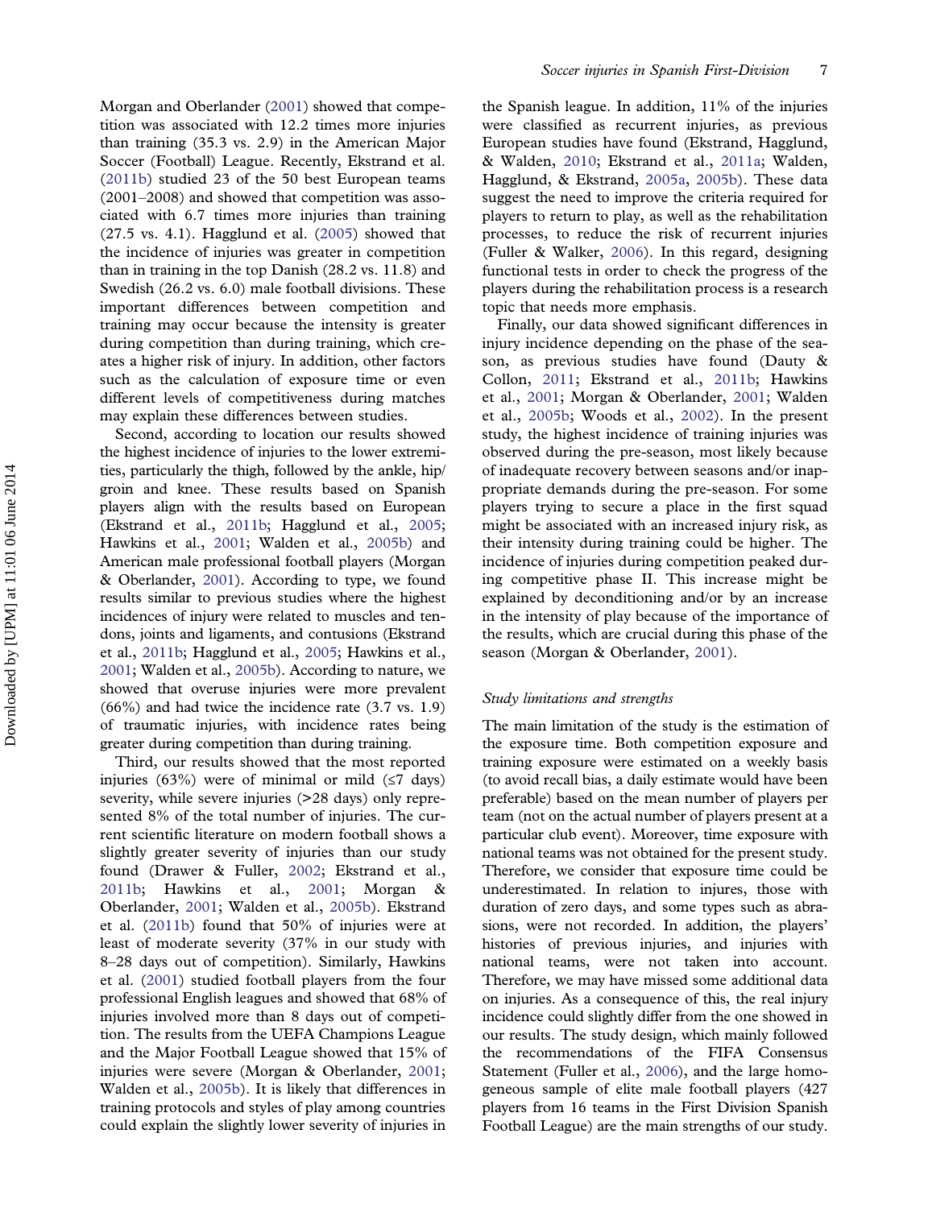Morgan and Oberlander (2001) showed that competition was associated with 12.2 times more injuries than training (35.3 vs. 2.9) in the American Major Soccer (Football) League. Recently, Ekstrand et al. (2011b) studied 23 of the 50 best European teams (2001–2008) and showed that competition was associated with 6.7 times more injuries than training (27.5 vs. 4.1). Hagglund et al. (2005) showed that the incidence of injuries was greater in competition than in training in the top Danish (28.2 vs. 11.8) and Swedish (26.2 vs. 6.0) male football divisions. These important differences between competition and training may occur because the intensity is greater during competition than during training, which creates a higher risk of injury. In addition, other factors such as the calculation of exposure time or even different levels of competitiveness during matches may explain these differences between studies.

Second, according to location our results showed the highest incidence of injuries to the lower extremities, particularly the thigh, followed by the ankle, hip/groin and knee. These results based on Spanish players align with the results based on European (Ekstrand et al., 2011b; Hagglund et al., 2005; Hawkins et al., 2001; Walden et al., 2005b) and American male professional football players (Morgan & Oberlander, 2001). According to type, we found results similar to previous studies where the highest incidences of injury were related to muscles and tendons, joints and ligaments, and contusions (Ekstrand et al., 2011b; Hagglund et al., 2005; Hawkins et al., 2001; Walden et al., 2005b). According to nature, we showed that overuse injuries were more prevalent (66%) and had twice the incidence rate (3.7 vs. 1.9) of traumatic injuries, with incidence rates being greater during competition than during training.

Third, our results showed that the most reported injuries (63%) were of minimal or mild (≤7 days) severity, while severe injuries (>28 days) only represented 8% of the total number of injuries. The current scientific literature on modern football shows a slightly greater severity of injuries than our study found (Drawer & Fuller, 2002; Ekstrand et al., 2011b; Hawkins et al., 2001; Morgan & Oberlander, 2001; Walden et al., 2005b). Ekstrand et al. (2011b) found that 50% of injuries were at least of moderate severity (37% in our study with 8–28 days out of competition). Similarly, Hawkins et al. (2001) studied football players from the four professional English leagues and showed that 68% of injuries involved more than 8 days out of competition. The results from the UEFA Champions League and the Major Football League showed that 15% of injuries were severe (Morgan & Oberlander, 2001; Walden et al., 2005b). It is likely that differences in training protocols and styles of play among countries could explain the slightly lower severity of injuries in the Spanish league. In addition, 11% of the injuries were classified as recurrent injuries, as previous European studies have found (Ekstrand, Hagglund, & Walden, 2010; Ekstrand et al., 2011a; Walden, Hagglund, & Ekstrand, 2005a, 2005b). These data suggest the need to improve the criteria required for players to return to play, as well as the rehabilitation processes, to reduce the risk of recurrent injuries (Fuller & Walker, 2006). In this regard, designing functional tests in order to check the progress of the players during the rehabilitation process is a research topic that needs more emphasis.

Finally, our data showed significant differences in injury incidence depending on the phase of the season, as previous studies have found (Dauty & Collon, 2011; Ekstrand et al., 2011b; Hawkins et al., 2001; Morgan & Oberlander, 2001; Walden et al., 2005b; Woods et al., 2002). In the present study, the highest incidence of training injuries was observed during the pre-season, most likely because of inadequate recovery between seasons and/or inappropriate demands during the pre-season. For some players trying to secure a place in the first squad might be associated with an increased injury risk, as their intensity during training could be higher. The incidence of injuries during competition peaked during competitive phase II. This increase might be explained by deconditioning and/or by an increase in the intensity of play because of the importance of the results, which are crucial during this phase of the season (Morgan & Oberlander, 2001).

### *Study limitations and strengths*

The main limitation of the study is the estimation of the exposure time. Both competition exposure and training exposure were estimated on a weekly basis (to avoid recall bias, a daily estimate would have been preferable) based on the mean number of players per team (not on the actual number of players present at a particular club event). Moreover, time exposure with national teams was not obtained for the present study. Therefore, we consider that exposure time could be underestimated. In relation to injures, those with duration of zero days, and some types such as abrasions, were not recorded. In addition, the players' histories of previous injuries, and injuries with national teams, were not taken into account. Therefore, we may have missed some additional data on injuries. As a consequence of this, the real injury incidence could slightly differ from the one showed in our results. The study design, which mainly followed the recommendations of the FIFA Consensus Statement (Fuller et al., 2006), and the large homogeneous sample of elite male football players (427 players from 16 teams in the First Division Spanish Football League) are the main strengths of our study.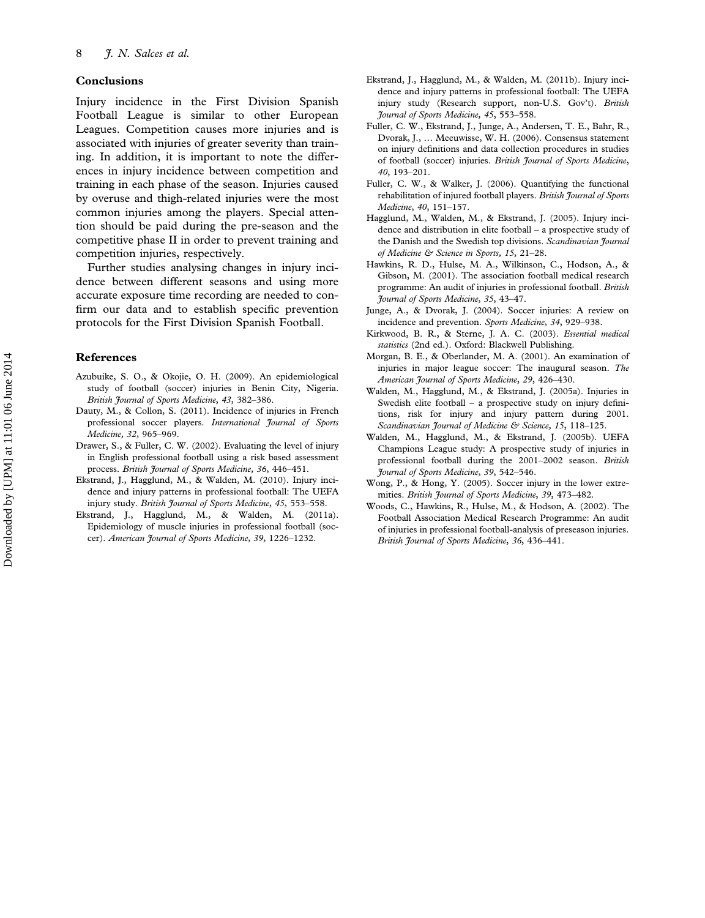## Conclusions

Injury incidence in the First Division Spanish Football League is similar to other European Leagues. Competition causes more injuries and is associated with injuries of greater severity than training. In addition, it is important to note the differences in injury incidence between competition and training in each phase of the season. Injuries caused by overuse and thigh-related injuries were the most common injuries among the players. Special attention should be paid during the pre-season and the competitive phase II in order to prevent training and competition injuries, respectively.

Further studies analysing changes in injury incidence between different seasons and using more accurate exposure time recording are needed to confirm our data and to establish specific prevention protocols for the First Division Spanish Football.

## References

Azubuike, S. O., & Okojie, O. H. (2009). An epidemiological study of football (soccer) injuries in Benin City, Nigeria. *British Journal of Sports Medicine*, *43*, 382–386.

Dauty, M., & Collon, S. (2011). Incidence of injuries in French professional soccer players. *International Journal of Sports Medicine*, *32*, 965–969.

Drawer, S., & Fuller, C. W. (2002). Evaluating the level of injury in English professional football using a risk based assessment process. *British Journal of Sports Medicine*, *36*, 446–451.

Ekstrand, J., Hagglund, M., & Walden, M. (2010). Injury incidence and injury patterns in professional football: The UEFA injury study. *British Journal of Sports Medicine*, *45*, 553–558.

Ekstrand, J., Hagglund, M., & Walden, M. (2011a). Epidemiology of muscle injuries in professional football (soccer). *American Journal of Sports Medicine*, *39*, 1226–1232.

Ekstrand, J., Hagglund, M., & Walden, M. (2011b). Injury incidence and injury patterns in professional football: The UEFA injury study (Research support, non-U.S. Gov't). *British Journal of Sports Medicine*, *45*, 553–558.

Fuller, C. W., Ekstrand, J., Junge, A., Andersen, T. E., Bahr, R., Dvorak, J., … Meeuwisse, W. H. (2006). Consensus statement on injury definitions and data collection procedures in studies of football (soccer) injuries. *British Journal of Sports Medicine*, *40*, 193–201.

Fuller, C. W., & Walker, J. (2006). Quantifying the functional rehabilitation of injured football players. *British Journal of Sports Medicine*, *40*, 151–157.

Hagglund, M., Walden, M., & Ekstrand, J. (2005). Injury incidence and distribution in elite football – a prospective study of the Danish and the Swedish top divisions. *Scandinavian Journal of Medicine & Science in Sports*, *15*, 21–28.

Hawkins, R. D., Hulse, M. A., Wilkinson, C., Hodson, A., & Gibson, M. (2001). The association football medical research programme: An audit of injuries in professional football. *British Journal of Sports Medicine*, *35*, 43–47.

Junge, A., & Dvorak, J. (2004). Soccer injuries: A review on incidence and prevention. *Sports Medicine*, *34*, 929–938.

Kirkwood, B. R., & Sterne, J. A. C. (2003). *Essential medical statistics* (2nd ed.). Oxford: Blackwell Publishing.

Morgan, B. E., & Oberlander, M. A. (2001). An examination of injuries in major league soccer: The inaugural season. *The American Journal of Sports Medicine*, *29*, 426–430.

Walden, M., Hagglund, M., & Ekstrand, J. (2005a). Injuries in Swedish elite football – a prospective study on injury definitions, risk for injury and injury pattern during 2001. *Scandinavian Journal of Medicine & Science*, *15*, 118–125.

Walden, M., Hagglund, M., & Ekstrand, J. (2005b). UEFA Champions League study: A prospective study of injuries in professional football during the 2001–2002 season. *British Journal of Sports Medicine*, *39*, 542–546.

Wong, P., & Hong, Y. (2005). Soccer injury in the lower extremities. *British Journal of Sports Medicine*, *39*, 473–482.

Woods, C., Hawkins, R., Hulse, M., & Hodson, A. (2002). The Football Association Medical Research Programme: An audit of injuries in professional football-analysis of preseason injuries. *British Journal of Sports Medicine*, *36*, 436–441.